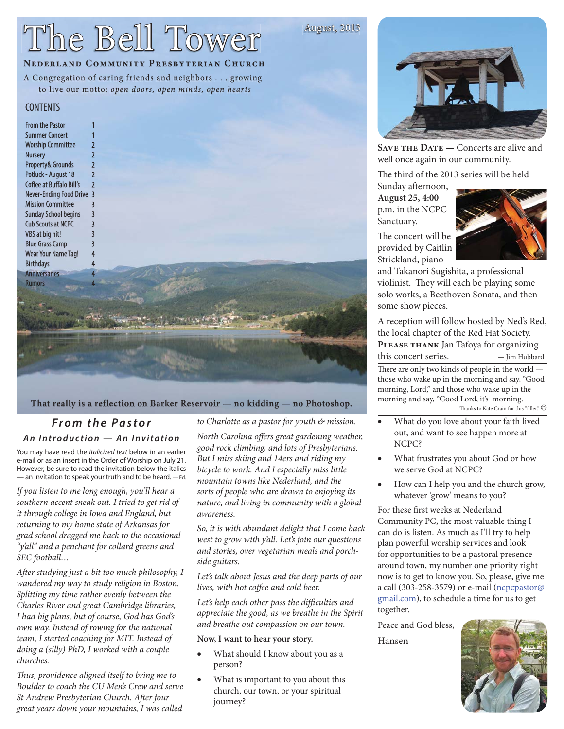# The Bell Tower

August, 2013

**NEDERLAND COMMUNITY PRESBYTERIAN CHURCH**

A Congregation of caring friends and neighbors . . . growing to live our motto: *open doors, open minds, open hearts*

## CONTENTS

| | |
|---|---|
| From the Pastor | 1 |
| Summer Concert | 1 |
| Worship Committee | 2 |
| Nursery | 2 |
| Property& Grounds | 2 |
| Potluck - August 18 | 2 |
| Coffee at Buffalo Bill's | 2 |
| Never-Ending Food Drive | 3 |
| Mission Committee | 3 |
| Sunday School begins | 3 |
| Cub Scouts at NCPC | 3 |
| VBS at big hit! | 3 |
| Blue Grass Camp | 3 |
| Wear Your Name Tag! | 4 |
| Birthdays | 4 |
| Anniversaries | 4 |
| Rumors | 4 |

**That really is a reflection on Barker Reservoir — no kidding — no Photoshop.**

## From the Pastor

### An Introduction — An Invitation

You may have read the *italicized text* below in an earlier e-mail or as an insert in the Order of Worship on July 21. However, be sure to read the invitation below the italics — an invitation to speak your truth and to be heard. — Ed.

*If you listen to me long enough, you'll hear a southern accent sneak out. I tried to get rid of it through college in Iowa and England, but returning to my home state of Arkansas for grad school dragged me back to the occasional "y'all" and a penchant for collard greens and SEC football…*

*After studying just a bit too much philosophy, I wandered my way to study religion in Boston. Splitting my time rather evenly between the Charles River and great Cambridge libraries, I had big plans, but of course, God has God's own way. Instead of rowing for the national team, I started coaching for MIT. Instead of doing a (silly) PhD, I worked with a couple churches.*

*Thus, providence aligned itself to bring me to Boulder to coach the CU Men's Crew and serve St Andrew Presbyterian Church. After four great years down your mountains, I was called to Charlotte as a pastor for youth & mission.*

*North Carolina offers great gardening weather, good rock climbing, and lots of Presbyterians. But I miss skiing and 14ers and riding my bicycle to work. And I especially miss little mountain towns like Nederland, and the sorts of people who are drawn to enjoying its nature, and living in community with a global awareness.*

*So, it is with abundant delight that I come back west to grow with y'all. Let's join our questions and stories, over vegetarian meals and porch-side guitars.*

*Let's talk about Jesus and the deep parts of our lives, with hot coffee and cold beer.*

*Let's help each other pass the difficulties and appreciate the good, as we breathe in the Spirit and breathe out compassion on our town.*

**Now, I want to hear your story.**

- What should I know about you as a person?
- What is important to you about this church, our town, or your spiritual journey?
- What do you love about your faith lived out, and want to see happen more at NCPC?
- What frustrates you about God or how we serve God at NCPC?
- How can I help you and the church grow, whatever 'grow' means to you?

For these first weeks at Nederland Community PC, the most valuable thing I can do is listen. As much as I'll try to help plan powerful worship services and look for opportunities to be a pastoral presence around town, my number one priority right now is to get to know you. So, please, give me a call (303-258-3579) or e-mail (ncpcpastor@gmail.com), to schedule a time for us to get together.

Peace and God bless,

Hansen

---

**SAVE THE DATE** — Concerts are alive and well once again in our community.

The third of the 2013 series will be held Sunday afternoon, **August 25, 4:00** p.m. in the NCPC Sanctuary.

The concert will be provided by Caitlin Strickland, piano and Takanori Sugishita, a professional violinist. They will each be playing some solo works, a Beethoven Sonata, and then some show pieces.

A reception will follow hosted by Ned's Red, the local chapter of the Red Hat Society. **PLEASE THANK** Jan Tafoya for organizing this concert series. — Jim Hubbard

There are only two kinds of people in the world — those who wake up in the morning and say, "Good morning, Lord," and those who wake up in the morning and say, "Good Lord, it's morning.

— Thanks to Kate Crain for this "filler." ☺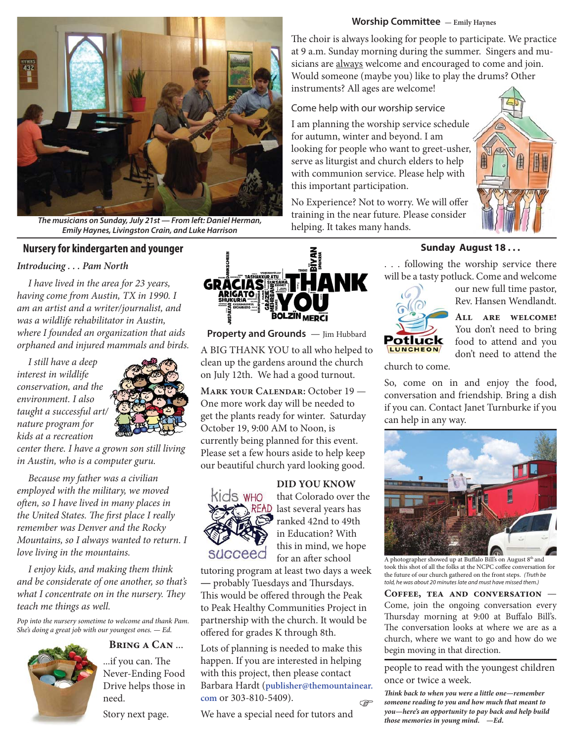The musicians on Sunday, July 21st — From left: Daniel Herman, Emily Haynes, Livingston Crain, and Luke Harrison

## Worship Committee — Emily Haynes

The choir is always looking for people to participate. We practice at 9 a.m. Sunday morning during the summer. Singers and musicians are always welcome and encouraged to come and join. Would someone (maybe you) like to play the drums? Other instruments? All ages are welcome!

### Come help with our worship service

I am planning the worship service schedule for autumn, winter and beyond. I am looking for people who want to greet-usher, serve as liturgist and church elders to help with communion service. Please help with this important participation.

No Experience? Not to worry. We will offer training in the near future. Please consider helping. It takes many hands.

## Nursery for kindergarten and younger

*Introducing . . . Pam North*

*I have lived in the area for 23 years, having come from Austin, TX in 1990. I am an artist and a writer/journalist, and was a wildlife rehabilitator in Austin, where I founded an organization that aids orphaned and injured mammals and birds.*

*I still have a deep interest in wildlife conservation, and the environment. I also taught a successful art/nature program for kids at a recreation center there. I have a grown son still living in Austin, who is a computer guru.*

*Because my father was a civilian employed with the military, we moved often, so I have lived in many places in the United States. The first place I really remember was Denver and the Rocky Mountains, so I always wanted to return. I love living in the mountains.*

*I enjoy kids, and making them think and be considerate of one another, so that's what I concentrate on in the nursery. They teach me things as well.*

*Pop into the nursery sometime to welcome and thank Pam. She's doing a great job with our youngest ones. — Ed.*

### Bring a Can ...

...if you can. The Never-Ending Food Drive helps those in need.

Story next page.

## Property and Grounds — Jim Hubbard

A BIG THANK YOU to all who helped to clean up the gardens around the church on July 12th. We had a good turnout.

**Mark your Calendar:** October 19 — One more work day will be needed to get the plants ready for winter. Saturday October 19, 9:00 AM to Noon, is currently being planned for this event. Please set a few hours aside to help keep our beautiful church yard looking good.

### DID YOU KNOW

that Colorado over the last several years has ranked 42nd to 49th in Education? With this in mind, we hope for an after school tutoring program at least two days a week — probably Tuesdays and Thursdays. This would be offered through the Peak to Peak Healthy Communities Project in partnership with the church. It would be offered for grades K through 8th.

Lots of planning is needed to make this happen. If you are interested in helping with this project, then please contact Barbara Hardt (**publisher@themountainear.com** or 303-810-5409).

We have a special need for tutors and people to read with the youngest children once or twice a week.

***Think back to when you were a little one—remember someone reading to you and how much that meant to you—here's an opportunity to pay back and help build those memories in young mind. —Ed.***

## Sunday August 18 . . .

. . . following the worship service there will be a tasty potluck. Come and welcome our new full time pastor, Rev. Hansen Wendlandt.

**All are welcome!** You don't need to bring food to attend and you don't need to attend the church to come.

So, come on in and enjoy the food, conversation and friendship. Bring a dish if you can. Contact Janet Turnburke if you can help in any way.

A photographer showed up at Buffalo Bill's on August 8th and took this shot of all the folks at the NCPC coffee conversation for the future of our church gathered on the front steps. *(Truth be told, he was about 20 minutes late and must have missed them.)*

**Coffee, tea and conversation** — Come, join the ongoing conversation every Thursday morning at 9:00 at Buffalo Bill's. The conversation looks at where we are as a church, where we want to go and how do we begin moving in that direction.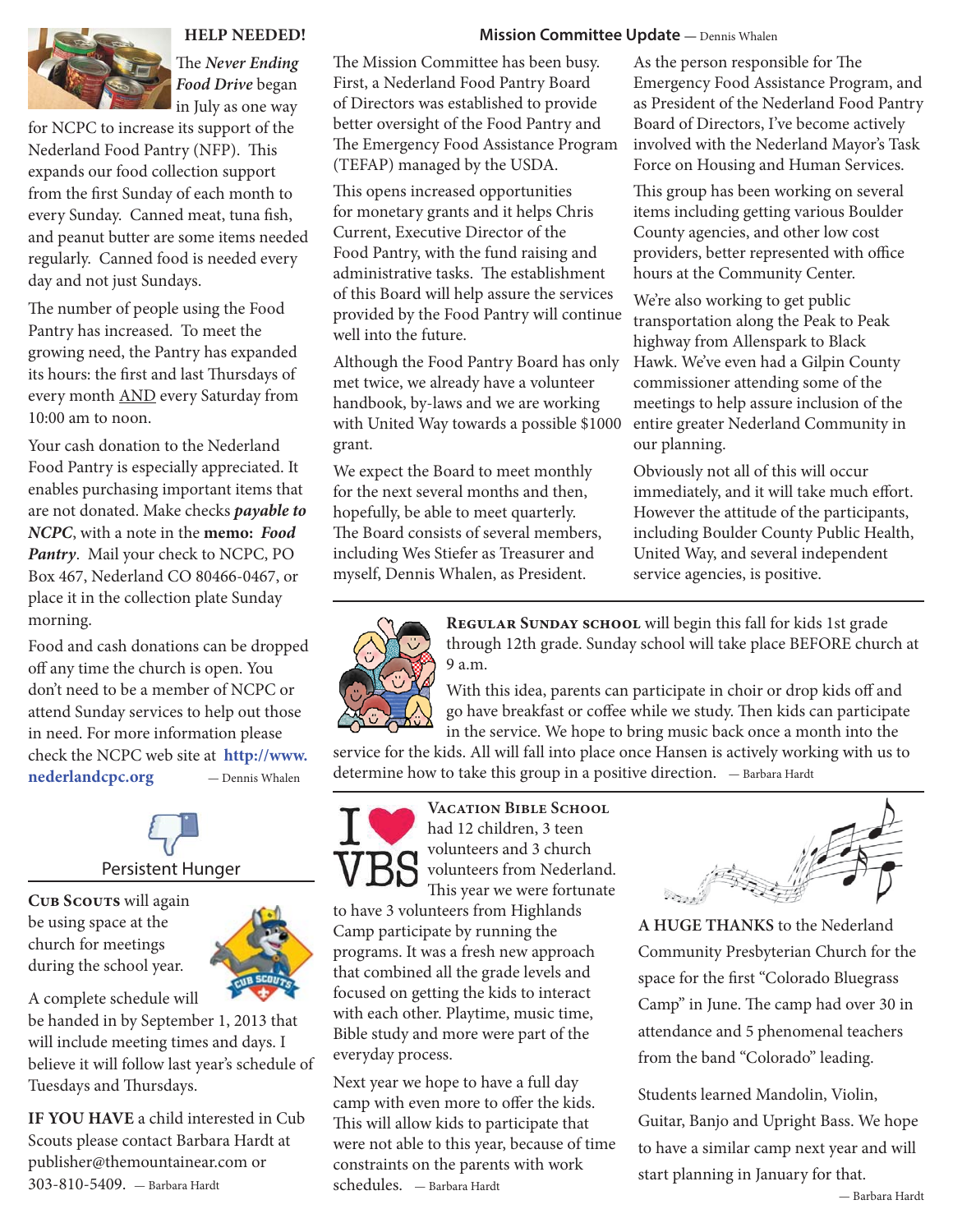## HELP NEEDED!

The *Never Ending Food Drive* began in July as one way for NCPC to increase its support of the Nederland Food Pantry (NFP). This expands our food collection support from the first Sunday of each month to every Sunday. Canned meat, tuna fish, and peanut butter are some items needed regularly. Canned food is needed every day and not just Sundays.

The number of people using the Food Pantry has increased. To meet the growing need, the Pantry has expanded its hours: the first and last Thursdays of every month AND every Saturday from 10:00 am to noon.

Your cash donation to the Nederland Food Pantry is especially appreciated. It enables purchasing important items that are not donated. Make checks ***payable to NCPC***, with a note in the **memo:** ***Food Pantry***. Mail your check to NCPC, PO Box 467, Nederland CO 80466-0467, or place it in the collection plate Sunday morning.

Food and cash donations can be dropped off any time the church is open. You don't need to be a member of NCPC or attend Sunday services to help out those in need. For more information please check the NCPC web site at **http://www.nederlandcpc.org** — Dennis Whalen

Persistent Hunger

**Cub Scouts** will again be using space at the church for meetings during the school year.

A complete schedule will be handed in by September 1, 2013 that will include meeting times and days. I believe it will follow last year's schedule of Tuesdays and Thursdays.

**IF YOU HAVE** a child interested in Cub Scouts please contact Barbara Hardt at publisher@themountainear.com or 303-810-5409. — Barbara Hardt

## Mission Committee Update — Dennis Whalen

The Mission Committee has been busy. First, a Nederland Food Pantry Board of Directors was established to provide better oversight of the Food Pantry and The Emergency Food Assistance Program (TEFAP) managed by the USDA.

This opens increased opportunities for monetary grants and it helps Chris Current, Executive Director of the Food Pantry, with the fund raising and administrative tasks. The establishment of this Board will help assure the services provided by the Food Pantry will continue well into the future.

Although the Food Pantry Board has only met twice, we already have a volunteer handbook, by-laws and we are working with United Way towards a possible $1000 grant.

We expect the Board to meet monthly for the next several months and then, hopefully, be able to meet quarterly. The Board consists of several members, including Wes Stiefer as Treasurer and myself, Dennis Whalen, as President.

As the person responsible for The Emergency Food Assistance Program, and as President of the Nederland Food Pantry Board of Directors, I've become actively involved with the Nederland Mayor's Task Force on Housing and Human Services.

This group has been working on several items including getting various Boulder County agencies, and other low cost providers, better represented with office hours at the Community Center.

We're also working to get public transportation along the Peak to Peak highway from Allenspark to Black Hawk. We've even had a Gilpin County commissioner attending some of the meetings to help assure inclusion of the entire greater Nederland Community in our planning.

Obviously not all of this will occur immediately, and it will take much effort. However the attitude of the participants, including Boulder County Public Health, United Way, and several independent service agencies, is positive.

**Regular Sunday School** will begin this fall for kids 1st grade through 12th grade. Sunday school will take place BEFORE church at 9 a.m.

With this idea, parents can participate in choir or drop kids off and go have breakfast or coffee while we study. Then kids can participate in the service. We hope to bring music back once a month into the service for the kids. All will fall into place once Hansen is actively working with us to determine how to take this group in a positive direction. — Barbara Hardt

I ♥ VBS

**Vacation Bible School** had 12 children, 3 teen volunteers and 3 church volunteers from Nederland. This year we were fortunate to have 3 volunteers from Highlands Camp participate by running the programs. It was a fresh new approach that combined all the grade levels and focused on getting the kids to interact with each other. Playtime, music time, Bible study and more were part of the everyday process.

Next year we hope to have a full day camp with even more to offer the kids. This will allow kids to participate that were not able to this year, because of time constraints on the parents with work schedules. — Barbara Hardt

**A HUGE THANKS** to the Nederland Community Presbyterian Church for the space for the first "Colorado Bluegrass Camp" in June. The camp had over 30 in attendance and 5 phenomenal teachers from the band "Colorado" leading.

Students learned Mandolin, Violin, Guitar, Banjo and Upright Bass. We hope to have a similar camp next year and will start planning in January for that.

— Barbara Hardt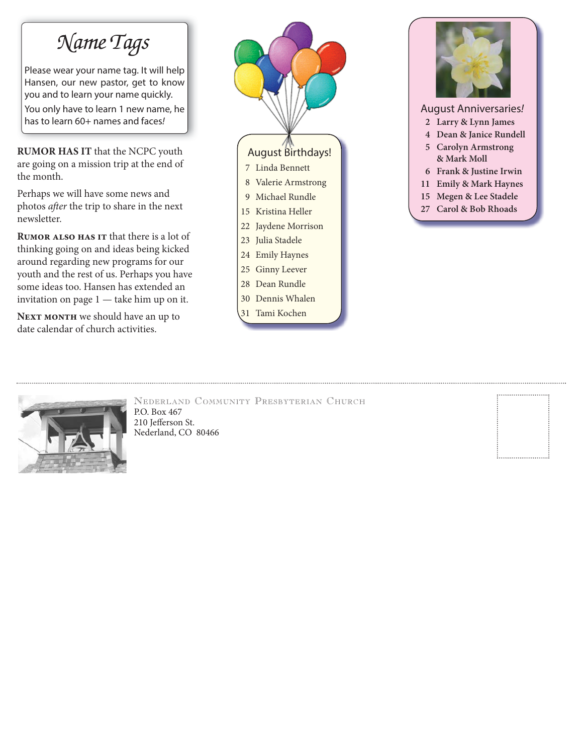## Name Tags

Please wear your name tag. It will help Hansen, our new pastor, get to know you and to learn your name quickly.

You only have to learn 1 new name, he has to learn 60+ names and faces!

**RUMOR HAS IT** that the NCPC youth are going on a mission trip at the end of the month.

Perhaps we will have some news and photos *after* the trip to share in the next newsletter.

**RUMOR ALSO HAS IT** that there is a lot of thinking going on and ideas being kicked around regarding new programs for our youth and the rest of us. Perhaps you have some ideas too. Hansen has extended an invitation on page 1 — take him up on it.

**NEXT MONTH** we should have an up to date calendar of church activities.

### August Birthdays!

- 7 Linda Bennett
- 8 Valerie Armstrong
- 9 Michael Rundle
- 15 Kristina Heller
- 22 Jaydene Morrison
- 23 Julia Stadele
- 24 Emily Haynes
- 25 Ginny Leever
- 28 Dean Rundle
- 30 Dennis Whalen
- 31 Tami Kochen

### August Anniversaries!

- 2 **Larry & Lynn James**
- 4 **Dean & Janice Rundell**
- 5 **Carolyn Armstrong & Mark Moll**
- 6 **Frank & Justine Irwin**
- 11 **Emily & Mark Haynes**
- 15 **Megen & Lee Stadele**
- 27 **Carol & Bob Rhoads**

---

NEDERLAND COMMUNITY PRESBYTERIAN CHURCH
P.O. Box 467
210 Jefferson St.
Nederland, CO 80466